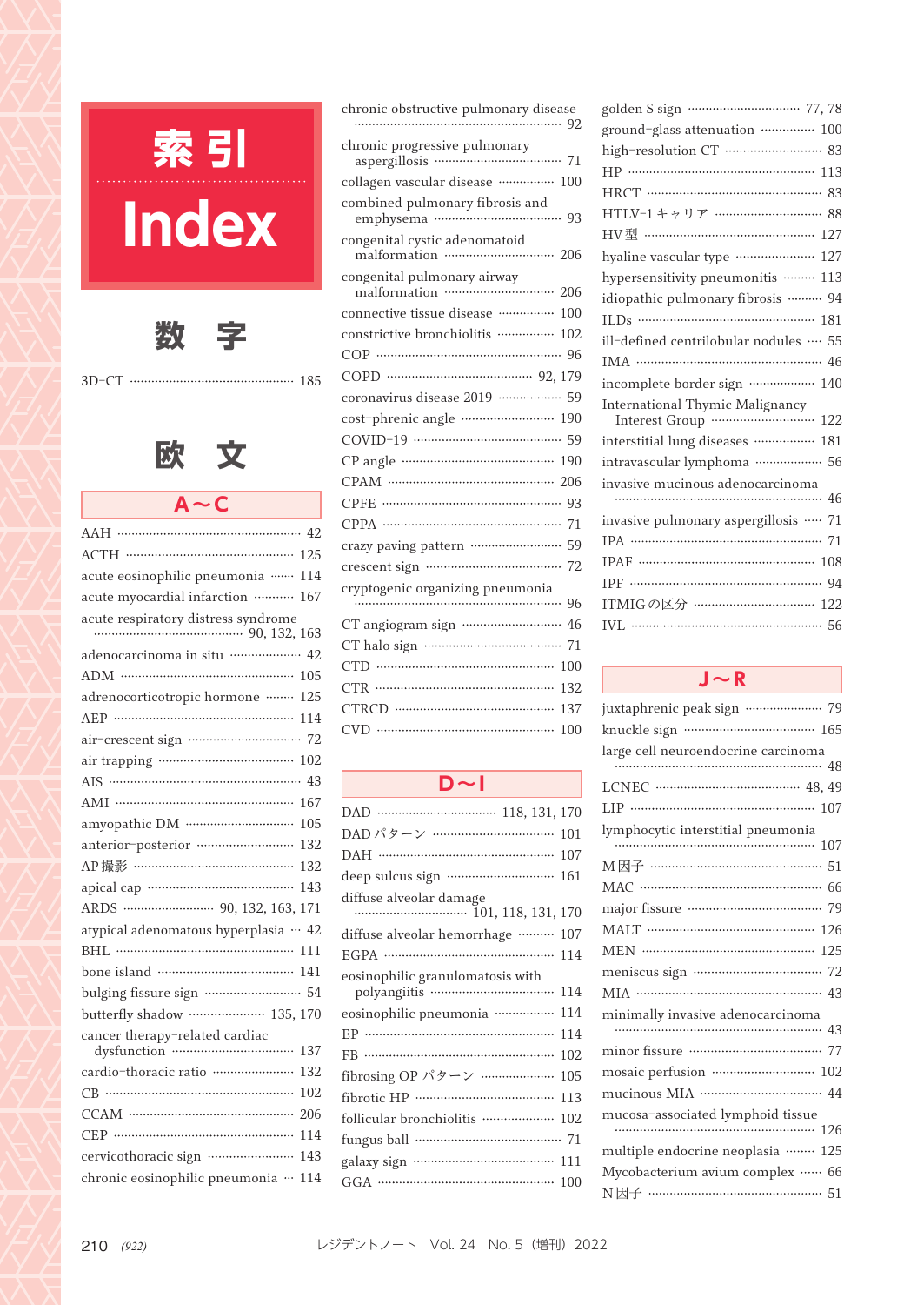# 索引 Index

## 数　字

- 3D-CT ........ 185

## 欧　文

### A～C

- AAH ........ 42
- ACTH ........ 125
- acute eosinophilic pneumonia ........ 114
- acute myocardial infarction ........ 167
- acute respiratory distress syndrome ........ 90, 132, 163
- adenocarcinoma in situ ........ 42
- ADM ........ 105
- adrenocorticotropic hormone ........ 125
- AEP ........ 114
- air-crescent sign ........ 72
- air trapping ........ 102
- AIS ........ 43
- AMI ........ 167
- amyopathic DM ........ 105
- anterior-posterior ........ 132
- AP撮影 ........ 132
- apical cap ........ 143
- ARDS ........ 90, 132, 163, 171
- atypical adenomatous hyperplasia ........ 42
- BHL ........ 111
- bone island ........ 141
- bulging fissure sign ........ 54
- butterfly shadow ........ 135, 170
- cancer therapy-related cardiac dysfunction ........ 137
- cardio-thoracic ratio ........ 132
- CB ........ 102
- CCAM ........ 206
- CEP ........ 114
- cervicothoracic sign ........ 143
- chronic eosinophilic pneumonia ........ 114
- chronic obstructive pulmonary disease ........ 92
- chronic progressive pulmonary aspergillosis ........ 71
- collagen vascular disease ........ 100
- combined pulmonary fibrosis and emphysema ........ 93
- congenital cystic adenomatoid malformation ........ 206
- congenital pulmonary airway malformation ........ 206
- connective tissue disease ........ 100
- constrictive bronchiolitis ........ 102
- COP ........ 96
- COPD ........ 92, 179
- coronavirus disease 2019 ........ 59
- cost-phrenic angle ........ 190
- COVID-19 ........ 59
- CP angle ........ 190
- CPAM ........ 206
- CPFE ........ 93
- CPPA ........ 71
- crazy paving pattern ........ 59
- crescent sign ........ 72
- cryptogenic organizing pneumonia ........ 96
- CT angiogram sign ........ 46
- CT halo sign ........ 71
- CTD ........ 100
- CTR ........ 132
- CTRCD ........ 137
- CVD ........ 100

### D～I

- DAD ........ 118, 131, 170
- DADパターン ........ 101
- DAH ........ 107
- deep sulcus sign ........ 161
- diffuse alveolar damage ........ 101, 118, 131, 170
- diffuse alveolar hemorrhage ........ 107
- EGPA ........ 114
- eosinophilic granulomatosis with polyangiitis ........ 114
- eosinophilic pneumonia ........ 114
- EP ........ 114
- FB ........ 102
- fibrosing OPパターン ........ 105
- fibrotic HP ........ 113
- follicular bronchiolitis ........ 102
- fungus ball ........ 71
- galaxy sign ........ 111
- GGA ........ 100
- golden S sign ........ 77, 78
- ground-glass attenuation ........ 100
- high-resolution CT ........ 83
- HP ........ 113
- HRCT ........ 83
- HTLV-1キャリア ........ 88
- HV型 ........ 127
- hyaline vascular type ........ 127
- hypersensitivity pneumonitis ........ 113
- idiopathic pulmonary fibrosis ........ 94
- ILDs ........ 181
- ill-defined centrilobular nodules ........ 55
- IMA ........ 46
- incomplete border sign ........ 140
- International Thymic Malignancy Interest Group ........ 122
- interstitial lung diseases ........ 181
- intravascular lymphoma ........ 56
- invasive mucinous adenocarcinoma ........ 46
- invasive pulmonary aspergillosis ........ 71
- IPA ........ 71
- IPAF ........ 108
- IPF ........ 94
- ITMIGの区分 ........ 122
- IVL ........ 56

### J～R

- juxtaphrenic peak sign ........ 79
- knuckle sign ........ 165
- large cell neuroendocrine carcinoma ........ 48
- LCNEC ........ 48, 49
- LIP ........ 107
- lymphocytic interstitial pneumonia ........ 107
- M因子 ........ 51
- MAC ........ 66
- major fissure ........ 79
- MALT ........ 126
- MEN ........ 125
- meniscus sign ........ 72
- MIA ........ 43
- minimally invasive adenocarcinoma ........ 43
- minor fissure ........ 77
- mosaic perfusion ........ 102
- mucinous MIA ........ 44
- mucosa-associated lymphoid tissue ........ 126
- multiple endocrine neoplasia ........ 125
- Mycobacterium avium complex ........ 66
- N因子 ........ 51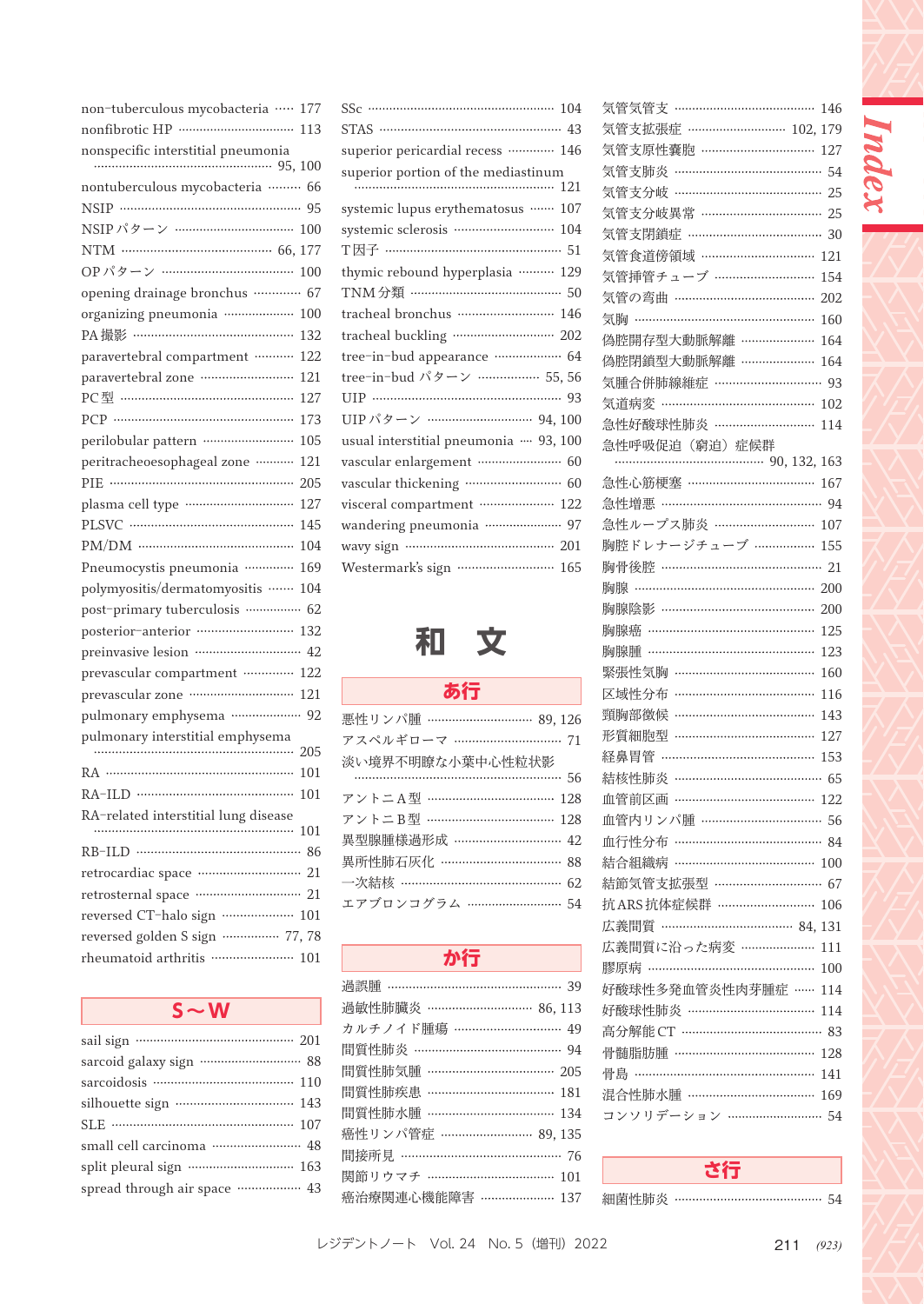non-tuberculous mycobacteria ····· 177
nonfibrotic HP ······························ 113
nonspecific interstitial pneumonia ······························ 95, 100
nontuberculous mycobacteria ········· 66
NSIP ··············································· 95
NSIP パターン ································ 100
NTM ···································· 66, 177
OP パターン ···································· 100
opening drainage bronchus ············ 67
organizing pneumonia ·················· 100
PA 撮影 ·········································· 132
paravertebral compartment ·········· 122
paravertebral zone ························ 121
PC 型 ············································· 127
PCP ················································ 173
perilobular pattern ························ 105
peritracheoesophageal zone ·········· 121
PIE ················································· 205
plasma cell type ···························· 127
PLSVC ············································ 145
PM/DM ··········································· 104
Pneumocystis pneumonia ············· 169
polymyositis/dermatomyositis ······ 104
post-primary tuberculosis ·············· 62
posterior-anterior ························· 132
preinvasive lesion ·························· 42
prevascular compartment ············ 122
prevascular zone ···························· 121
pulmonary emphysema ·················· 92
pulmonary interstitial emphysema ······························ 205
RA ·················································· 101
RA-ILD ··········································· 101
RA-related interstitial lung disease ······························ 101
RB-ILD ·············································· 86
retrocardiac space ··························· 21
retrosternal space ··························· 21
reversed CT-halo sign ·················· 101
reversed golden S sign ············ 77, 78
rheumatoid arthritis ····················· 101

## S～W

sail sign ·········································· 201
sarcoid galaxy sign ························· 88
sarcoidosis ····································· 110
silhouette sign ······························· 143
SLE ················································· 107
small cell carcinoma ······················ 48
split pleural sign ··························· 163
spread through air space ················ 43
SSc ·················································· 104
STAS ················································· 43
superior pericardial recess ············ 146
superior portion of the mediastinum ······························ 121
systemic lupus erythematosus ······· 107
systemic sclerosis ·························· 104
T 因子 ··············································· 51
thymic rebound hyperplasia ·········· 129
TNM 分類 ········································· 50
tracheal bronchus ························· 146
tracheal buckling ·························· 202
tree-in-bud appearance ·················· 64
tree-in-bud パターン ················ 55, 56
UIP ··················································· 93
UIP パターン ························ 94, 100
usual interstitial pneumonia ···· 93, 100
vascular enlargement ······················ 60
vascular thickening ························· 60
visceral compartment ···················· 122
wandering pneumonia ····················· 97
wavy sign ········································ 201
Westermark's sign ·························· 165

# 和　文

## あ行

悪性リンパ腫 ································ 89, 126
アスペルギローマ ································ 71
淡い境界不明瞭な小葉中心性粒状影 ································ 56
アントニ A 型 ································· 128
アントニ B 型 ································· 128
異型腺腫様過形成 ······························ 42
異所性肺石灰化 ·································· 88
一次結核 ············································ 62
エアブロンコグラム ··························· 54

## か行

過誤腫 ················································ 39
過敏性肺臓炎 ······························ 86, 113
カルチノイド腫瘍 ······························ 49
間質性肺炎 ········································ 94
間質性肺気腫 ··································· 205
間質性肺疾患 ··································· 181
間質性肺水腫 ··································· 134
癌性リンパ管症 ························· 89, 135
間接所見 ············································ 76
関節リウマチ ···································· 101
癌治療関連心機能障害 ······················ 137
気管気管支 ······································· 146
気管支拡張症 ······························ 102, 179
気管支原性嚢胞 ································· 127
気管支肺炎 ·········································· 54
気管支分岐 ·········································· 25
気管支分岐異常 ··································· 25
気管支閉鎖症 ······································· 30
気管食道傍領域 ································· 121
気管挿管チューブ ······························· 154
気管の弯曲 ········································· 202
気胸 ·················································· 160
偽腔開存型大動脈解離 ······················· 164
偽腔閉鎖型大動脈解離 ······················· 164
気腫合併肺線維症 ································ 93
気道病変 ············································ 102
急性好酸球性肺炎 ······························· 114
急性呼吸促迫（窮迫）症候群 ·························· 90, 132, 163
急性心筋梗塞 ····································· 167
急性増悪 ·············································· 94
急性ループス肺炎 ································ 107
胸腔ドレナージチューブ ····················· 155
胸骨後腔 ··············································· 21
胸腺 ···················································· 200
胸腺陰影 ············································· 200
胸腺癌 ················································ 125
胸腺腫 ················································ 123
緊張性気胸 ········································· 160
区域性分布 ········································· 116
頸胸部徴候 ········································· 143
形質細胞型 ········································· 127
経鼻胃管 ············································· 153
結核性肺炎 ············································ 65
血管前区画 ········································· 122
血管内リンパ腫 ···································· 56
血行性分布 ············································ 84
結合組織病 ········································· 100
結節気管支拡張型 ································· 67
抗 ARS 抗体症候群 ······························ 106
広義間質 ········································ 84, 131
広義間質に沿った病変 ························ 111
膠原病 ················································ 100
好酸球性多発血管炎性肉芽腫症 ·········· 114
好酸球性肺炎 ····································· 114
高分解能 CT ··········································· 83
骨髄脂肪腫 ········································· 128
骨島 ··················································· 141
混合性肺水腫 ······································ 169
コンソリデーション ······························ 54

## さ行

細菌性肺炎 ··········································· 54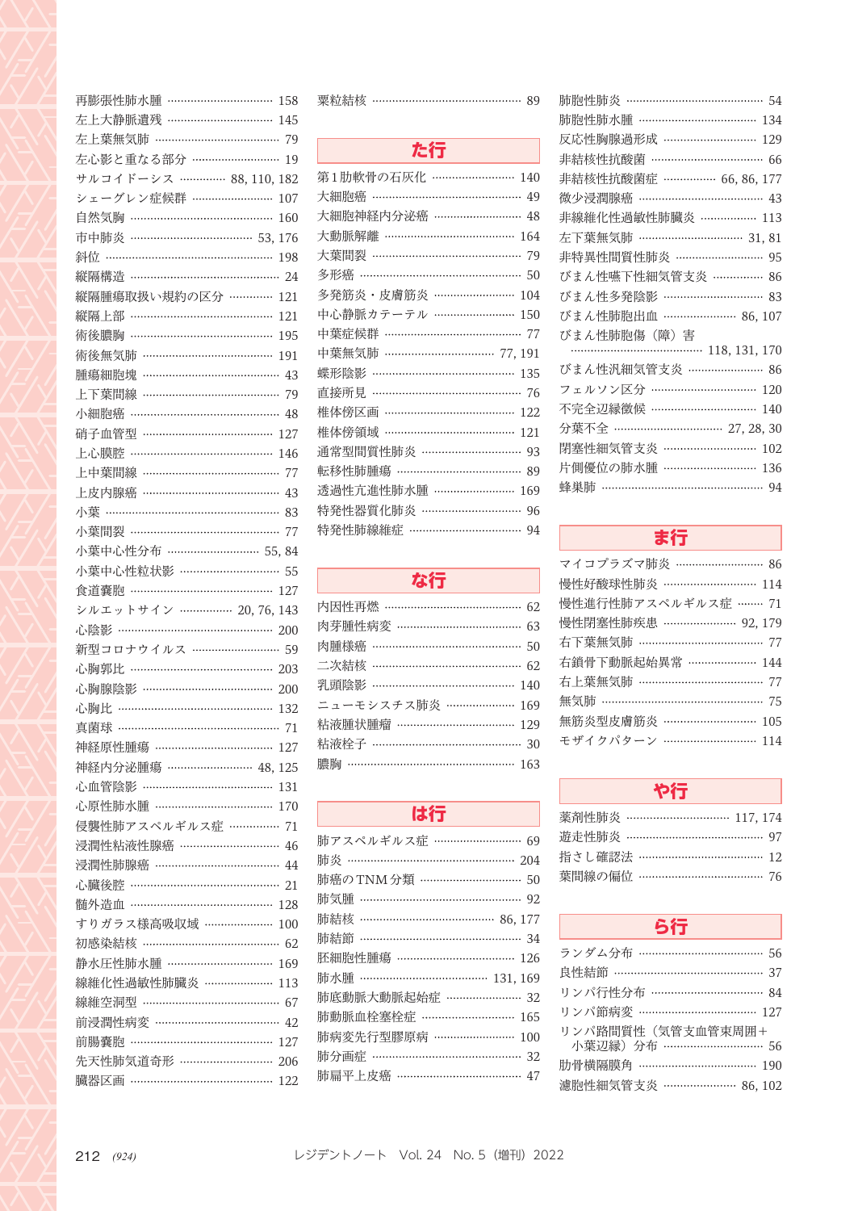再膨張性肺水腫 ………… 158
左上大静脈遺残 ………… 145
左上葉無気肺 ………… 79
左心影と重なる部分 ………… 19
サルコイドーシス ………… 88, 110, 182
シェーグレン症候群 ………… 107
自然気胸 ………… 160
市中肺炎 ………… 53, 176
斜位 ………… 198
縦隔構造 ………… 24
縦隔腫瘍取扱い規約の区分 ………… 121
縦隔上部 ………… 121
術後膿胸 ………… 195
術後無気肺 ………… 191
腫瘍細胞塊 ………… 43
上下葉間線 ………… 79
小細胞癌 ………… 48
硝子血管型 ………… 127
上心膜腔 ………… 146
上中葉間線 ………… 77
上皮内腺癌 ………… 43
小葉 ………… 83
小葉間裂 ………… 77
小葉中心性分布 ………… 55, 84
小葉中心性粒状影 ………… 55
食道嚢胞 ………… 127
シルエットサイン ………… 20, 76, 143
心陰影 ………… 200
新型コロナウイルス ………… 59
心胸郭比 ………… 203
心胸腺陰影 ………… 200
心胸比 ………… 132
真菌球 ………… 71
神経原性腫瘍 ………… 127
神経内分泌腫瘍 ………… 48, 125
心血管陰影 ………… 131
心原性肺水腫 ………… 170
侵襲性肺アスペルギルス症 ………… 71
浸潤性粘液性腺癌 ………… 46
浸潤性肺腺癌 ………… 44
心臓後腔 ………… 21
髄外造血 ………… 128
すりガラス様高吸収域 ………… 100
初感染結核 ………… 62
静水圧性肺水腫 ………… 169
線維化性過敏性肺臓炎 ………… 113
線維空洞型 ………… 67
前浸潤性病変 ………… 42
前腸嚢胞 ………… 127
先天性肺気道奇形 ………… 206
臓器区画 ………… 122

粟粒結核 ………… 89

## た行

第1肋軟骨の石灰化 ………… 140
大細胞癌 ………… 49
大細胞神経内分泌癌 ………… 48
大動脈解離 ………… 164
大葉間裂 ………… 79
多形癌 ………… 50
多発筋炎・皮膚筋炎 ………… 104
中心静脈カテーテル ………… 150
中葉症候群 ………… 77
中葉無気肺 ………… 77, 191
蝶形陰影 ………… 135
直接所見 ………… 76
椎体傍区画 ………… 122
椎体傍領域 ………… 121
通常型間質性肺炎 ………… 93
転移性肺腫瘍 ………… 89
透過性亢進性肺水腫 ………… 169
特発性器質化肺炎 ………… 96
特発性肺線維症 ………… 94

## な行

内因性再燃 ………… 62
肉芽腫性病変 ………… 63
肉腫様癌 ………… 50
二次結核 ………… 62
乳頭陰影 ………… 140
ニューモシスチス肺炎 ………… 169
粘液腫状腫瘤 ………… 129
粘液栓子 ………… 30
膿胸 ………… 163

## は行

肺アスペルギルス症 ………… 69
肺炎 ………… 204
肺癌のTNM分類 ………… 50
肺気腫 ………… 92
肺結核 ………… 86, 177
肺結節 ………… 34
胚細胞性腫瘍 ………… 126
肺水腫 ………… 131, 169
肺底動脈大動脈起始症 ………… 32
肺動脈血栓塞栓症 ………… 165
肺病変先行型膠原病 ………… 100
肺分画症 ………… 32
肺扁平上皮癌 ………… 47

肺胞性肺炎 ………… 54
肺胞性肺水腫 ………… 134
反応性胸腺過形成 ………… 129
非結核性抗酸菌 ………… 66
非結核性抗酸菌症 ………… 66, 86, 177
微少浸潤腺癌 ………… 43
非線維化性過敏性肺臓炎 ………… 113
左下葉無気肺 ………… 31, 81
非特異性間質性肺炎 ………… 95
びまん性嚥下性細気管支炎 ………… 86
びまん性多発陰影 ………… 83
びまん性肺胞出血 ………… 86, 107
びまん性肺胞傷（障）害 ………… 118, 131, 170
びまん性汎細気管支炎 ………… 86
フェルソン区分 ………… 120
不完全辺縁徴候 ………… 140
分葉不全 ………… 27, 28, 30
閉塞性細気管支炎 ………… 102
片側優位の肺水腫 ………… 136
蜂巣肺 ………… 94

## ま行

マイコプラズマ肺炎 ………… 86
慢性好酸球性肺炎 ………… 114
慢性進行性肺アスペルギルス症 ………… 71
慢性閉塞性肺疾患 ………… 92, 179
右下葉無気肺 ………… 77
右鎖骨下動脈起始異常 ………… 144
右上葉無気肺 ………… 77
無気肺 ………… 75
無筋炎型皮膚筋炎 ………… 105
モザイクパターン ………… 114

## や行

薬剤性肺炎 ………… 117, 174
遊走性肺炎 ………… 97
指さし確認法 ………… 12
葉間線の偏位 ………… 76

## ら行

ランダム分布 ………… 56
良性結節 ………… 37
リンパ行性分布 ………… 84
リンパ節病変 ………… 127
リンパ路間質性（気管支血管束周囲＋小葉辺縁）分布 ………… 56
肋骨横隔膜角 ………… 190
濾胞性細気管支炎 ………… 86, 102